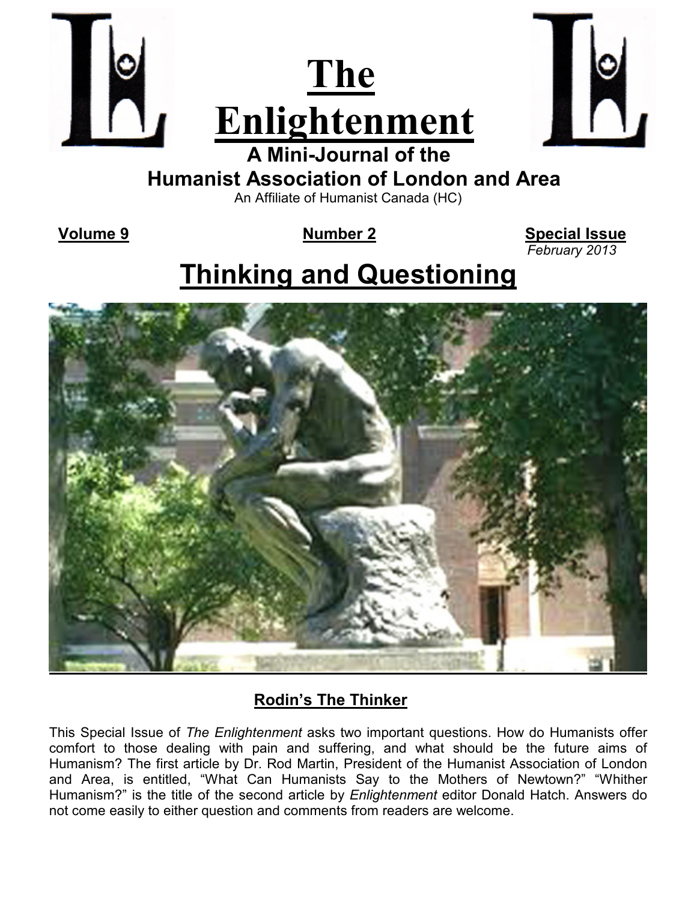# The Enlightenment

## A Mini-Journal of the Humanist Association of London and Area

An Affiliate of Humanist Canada (HC)

**Volume 9** | **Number 2** | **Special Issue**
*February 2013*

# Thinking and Questioning

**Rodin's The Thinker**

This Special Issue of *The Enlightenment* asks two important questions. How do Humanists offer comfort to those dealing with pain and suffering, and what should be the future aims of Humanism? The first article by Dr. Rod Martin, President of the Humanist Association of London and Area, is entitled, "What Can Humanists Say to the Mothers of Newtown?" "Whither Humanism?" is the title of the second article by *Enlightenment* editor Donald Hatch. Answers do not come easily to either question and comments from readers are welcome.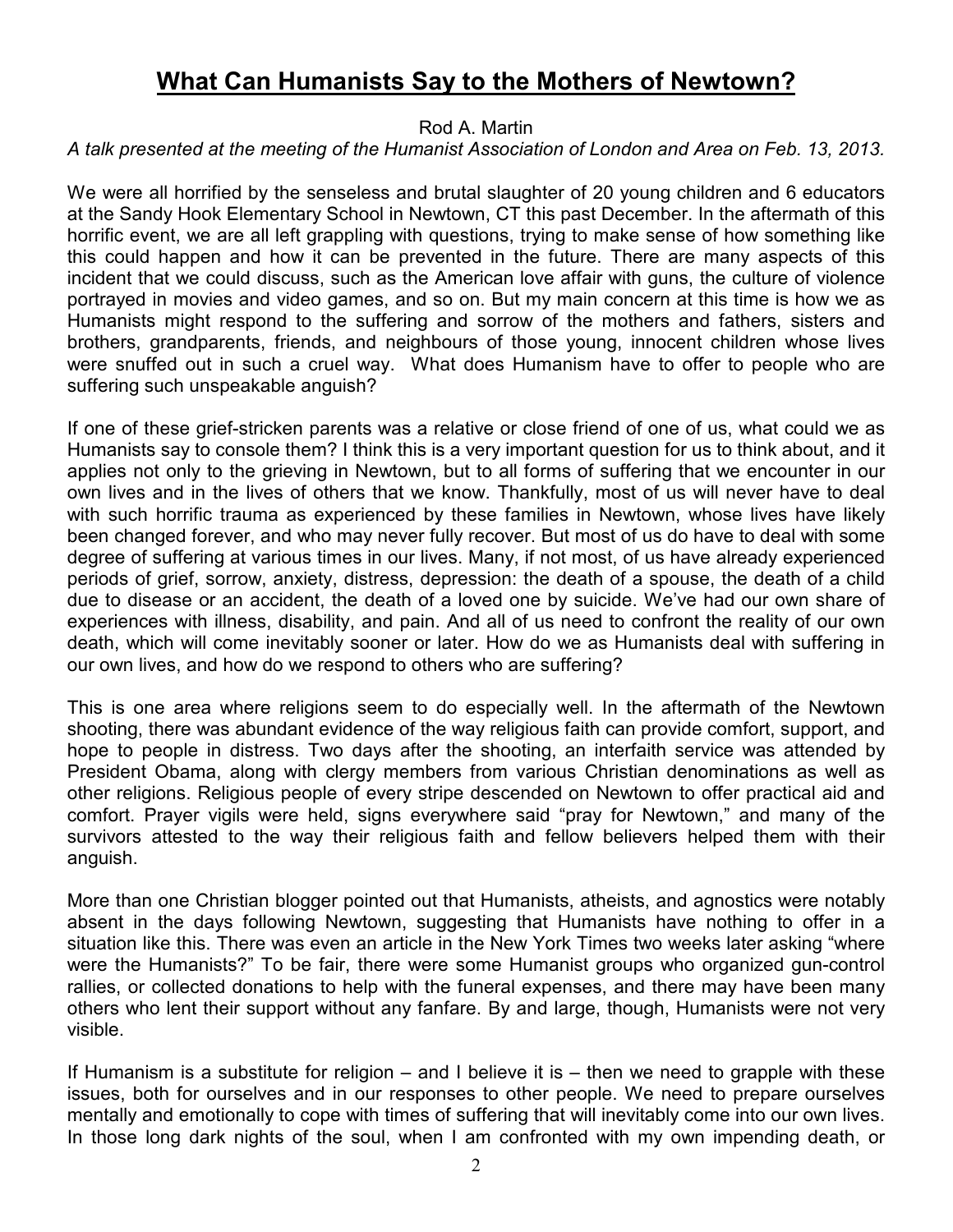# What Can Humanists Say to the Mothers of Newtown?

Rod A. Martin

*A talk presented at the meeting of the Humanist Association of London and Area on Feb. 13, 2013.*

We were all horrified by the senseless and brutal slaughter of 20 young children and 6 educators at the Sandy Hook Elementary School in Newtown, CT this past December. In the aftermath of this horrific event, we are all left grappling with questions, trying to make sense of how something like this could happen and how it can be prevented in the future. There are many aspects of this incident that we could discuss, such as the American love affair with guns, the culture of violence portrayed in movies and video games, and so on. But my main concern at this time is how we as Humanists might respond to the suffering and sorrow of the mothers and fathers, sisters and brothers, grandparents, friends, and neighbours of those young, innocent children whose lives were snuffed out in such a cruel way. What does Humanism have to offer to people who are suffering such unspeakable anguish?

If one of these grief-stricken parents was a relative or close friend of one of us, what could we as Humanists say to console them? I think this is a very important question for us to think about, and it applies not only to the grieving in Newtown, but to all forms of suffering that we encounter in our own lives and in the lives of others that we know. Thankfully, most of us will never have to deal with such horrific trauma as experienced by these families in Newtown, whose lives have likely been changed forever, and who may never fully recover. But most of us do have to deal with some degree of suffering at various times in our lives. Many, if not most, of us have already experienced periods of grief, sorrow, anxiety, distress, depression: the death of a spouse, the death of a child due to disease or an accident, the death of a loved one by suicide. We've had our own share of experiences with illness, disability, and pain. And all of us need to confront the reality of our own death, which will come inevitably sooner or later. How do we as Humanists deal with suffering in our own lives, and how do we respond to others who are suffering?

This is one area where religions seem to do especially well. In the aftermath of the Newtown shooting, there was abundant evidence of the way religious faith can provide comfort, support, and hope to people in distress. Two days after the shooting, an interfaith service was attended by President Obama, along with clergy members from various Christian denominations as well as other religions. Religious people of every stripe descended on Newtown to offer practical aid and comfort. Prayer vigils were held, signs everywhere said "pray for Newtown," and many of the survivors attested to the way their religious faith and fellow believers helped them with their anguish.

More than one Christian blogger pointed out that Humanists, atheists, and agnostics were notably absent in the days following Newtown, suggesting that Humanists have nothing to offer in a situation like this. There was even an article in the New York Times two weeks later asking "where were the Humanists?" To be fair, there were some Humanist groups who organized gun-control rallies, or collected donations to help with the funeral expenses, and there may have been many others who lent their support without any fanfare. By and large, though, Humanists were not very visible.

If Humanism is a substitute for religion – and I believe it is – then we need to grapple with these issues, both for ourselves and in our responses to other people. We need to prepare ourselves mentally and emotionally to cope with times of suffering that will inevitably come into our own lives. In those long dark nights of the soul, when I am confronted with my own impending death, or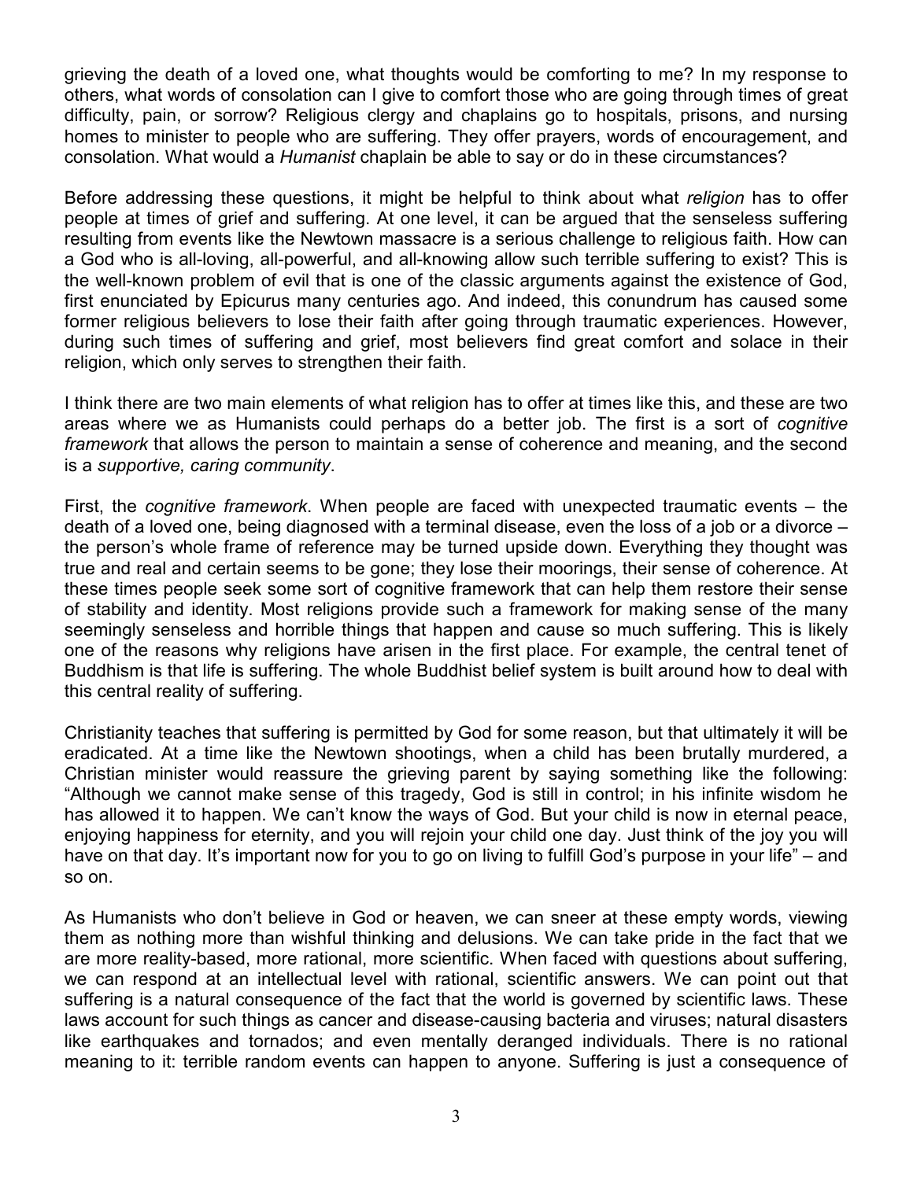grieving the death of a loved one, what thoughts would be comforting to me? In my response to others, what words of consolation can I give to comfort those who are going through times of great difficulty, pain, or sorrow? Religious clergy and chaplains go to hospitals, prisons, and nursing homes to minister to people who are suffering. They offer prayers, words of encouragement, and consolation. What would a *Humanist* chaplain be able to say or do in these circumstances?

Before addressing these questions, it might be helpful to think about what *religion* has to offer people at times of grief and suffering. At one level, it can be argued that the senseless suffering resulting from events like the Newtown massacre is a serious challenge to religious faith. How can a God who is all-loving, all-powerful, and all-knowing allow such terrible suffering to exist? This is the well-known problem of evil that is one of the classic arguments against the existence of God, first enunciated by Epicurus many centuries ago. And indeed, this conundrum has caused some former religious believers to lose their faith after going through traumatic experiences. However, during such times of suffering and grief, most believers find great comfort and solace in their religion, which only serves to strengthen their faith.

I think there are two main elements of what religion has to offer at times like this, and these are two areas where we as Humanists could perhaps do a better job. The first is a sort of *cognitive framework* that allows the person to maintain a sense of coherence and meaning, and the second is a *supportive, caring community*.

First, the *cognitive framework*. When people are faced with unexpected traumatic events – the death of a loved one, being diagnosed with a terminal disease, even the loss of a job or a divorce – the person's whole frame of reference may be turned upside down. Everything they thought was true and real and certain seems to be gone; they lose their moorings, their sense of coherence. At these times people seek some sort of cognitive framework that can help them restore their sense of stability and identity. Most religions provide such a framework for making sense of the many seemingly senseless and horrible things that happen and cause so much suffering. This is likely one of the reasons why religions have arisen in the first place. For example, the central tenet of Buddhism is that life is suffering. The whole Buddhist belief system is built around how to deal with this central reality of suffering.

Christianity teaches that suffering is permitted by God for some reason, but that ultimately it will be eradicated. At a time like the Newtown shootings, when a child has been brutally murdered, a Christian minister would reassure the grieving parent by saying something like the following: "Although we cannot make sense of this tragedy, God is still in control; in his infinite wisdom he has allowed it to happen. We can't know the ways of God. But your child is now in eternal peace, enjoying happiness for eternity, and you will rejoin your child one day. Just think of the joy you will have on that day. It's important now for you to go on living to fulfill God's purpose in your life" – and so on.

As Humanists who don't believe in God or heaven, we can sneer at these empty words, viewing them as nothing more than wishful thinking and delusions. We can take pride in the fact that we are more reality-based, more rational, more scientific. When faced with questions about suffering, we can respond at an intellectual level with rational, scientific answers. We can point out that suffering is a natural consequence of the fact that the world is governed by scientific laws. These laws account for such things as cancer and disease-causing bacteria and viruses; natural disasters like earthquakes and tornados; and even mentally deranged individuals. There is no rational meaning to it: terrible random events can happen to anyone. Suffering is just a consequence of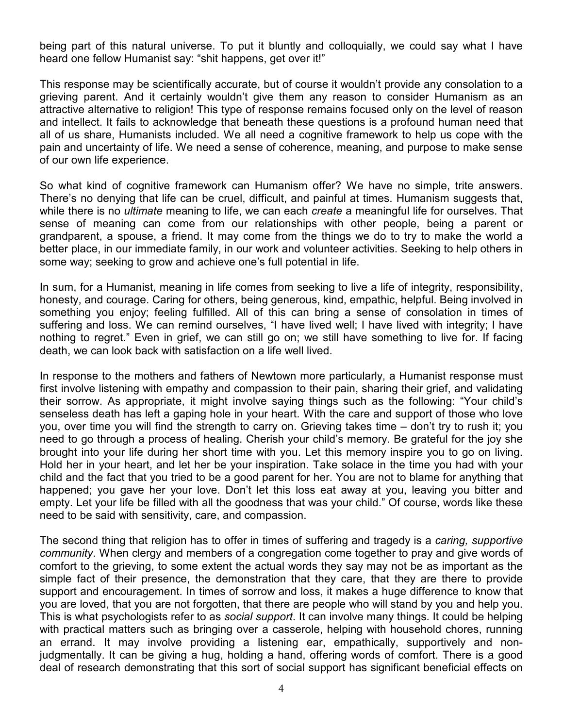being part of this natural universe. To put it bluntly and colloquially, we could say what I have heard one fellow Humanist say: "shit happens, get over it!"

This response may be scientifically accurate, but of course it wouldn't provide any consolation to a grieving parent. And it certainly wouldn't give them any reason to consider Humanism as an attractive alternative to religion! This type of response remains focused only on the level of reason and intellect. It fails to acknowledge that beneath these questions is a profound human need that all of us share, Humanists included. We all need a cognitive framework to help us cope with the pain and uncertainty of life. We need a sense of coherence, meaning, and purpose to make sense of our own life experience.

So what kind of cognitive framework can Humanism offer? We have no simple, trite answers. There's no denying that life can be cruel, difficult, and painful at times. Humanism suggests that, while there is no *ultimate* meaning to life, we can each *create* a meaningful life for ourselves. That sense of meaning can come from our relationships with other people, being a parent or grandparent, a spouse, a friend. It may come from the things we do to try to make the world a better place, in our immediate family, in our work and volunteer activities. Seeking to help others in some way; seeking to grow and achieve one's full potential in life.

In sum, for a Humanist, meaning in life comes from seeking to live a life of integrity, responsibility, honesty, and courage. Caring for others, being generous, kind, empathic, helpful. Being involved in something you enjoy; feeling fulfilled. All of this can bring a sense of consolation in times of suffering and loss. We can remind ourselves, "I have lived well; I have lived with integrity; I have nothing to regret." Even in grief, we can still go on; we still have something to live for. If facing death, we can look back with satisfaction on a life well lived.

In response to the mothers and fathers of Newtown more particularly, a Humanist response must first involve listening with empathy and compassion to their pain, sharing their grief, and validating their sorrow. As appropriate, it might involve saying things such as the following: "Your child's senseless death has left a gaping hole in your heart. With the care and support of those who love you, over time you will find the strength to carry on. Grieving takes time – don't try to rush it; you need to go through a process of healing. Cherish your child's memory. Be grateful for the joy she brought into your life during her short time with you. Let this memory inspire you to go on living. Hold her in your heart, and let her be your inspiration. Take solace in the time you had with your child and the fact that you tried to be a good parent for her. You are not to blame for anything that happened; you gave her your love. Don't let this loss eat away at you, leaving you bitter and empty. Let your life be filled with all the goodness that was your child." Of course, words like these need to be said with sensitivity, care, and compassion.

The second thing that religion has to offer in times of suffering and tragedy is a *caring, supportive community*. When clergy and members of a congregation come together to pray and give words of comfort to the grieving, to some extent the actual words they say may not be as important as the simple fact of their presence, the demonstration that they care, that they are there to provide support and encouragement. In times of sorrow and loss, it makes a huge difference to know that you are loved, that you are not forgotten, that there are people who will stand by you and help you. This is what psychologists refer to as *social support*. It can involve many things. It could be helping with practical matters such as bringing over a casserole, helping with household chores, running an errand. It may involve providing a listening ear, empathically, supportively and non-judgmentally. It can be giving a hug, holding a hand, offering words of comfort. There is a good deal of research demonstrating that this sort of social support has significant beneficial effects on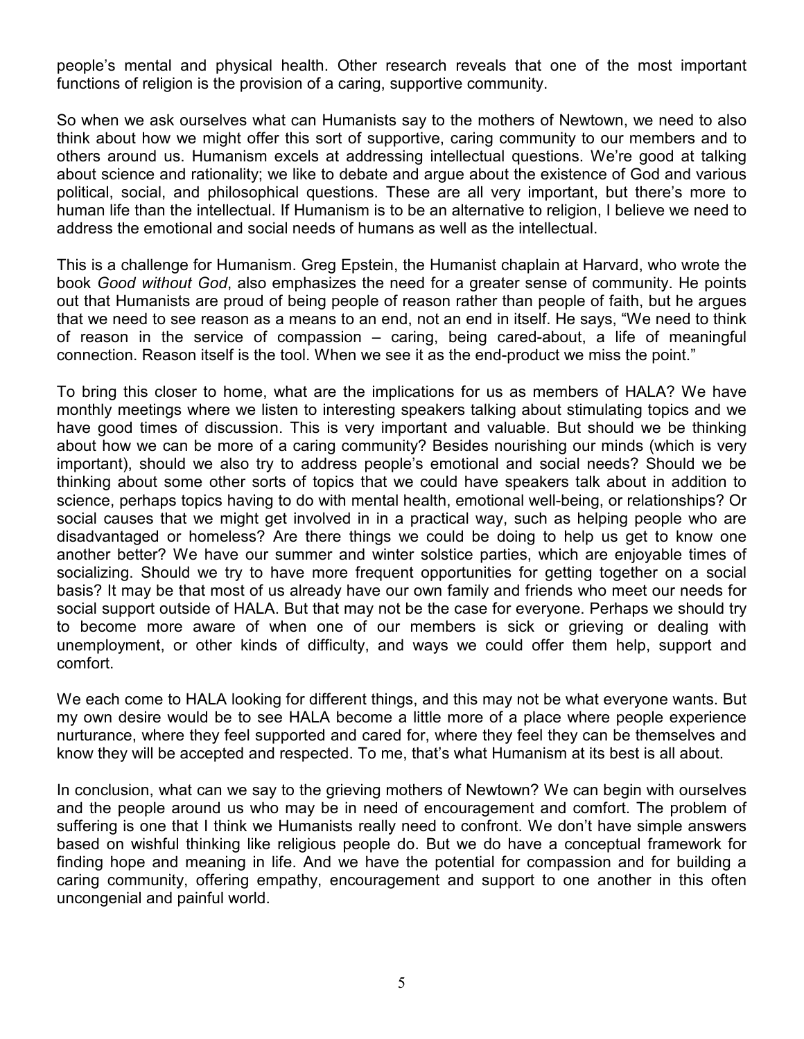people's mental and physical health. Other research reveals that one of the most important functions of religion is the provision of a caring, supportive community.

So when we ask ourselves what can Humanists say to the mothers of Newtown, we need to also think about how we might offer this sort of supportive, caring community to our members and to others around us. Humanism excels at addressing intellectual questions. We're good at talking about science and rationality; we like to debate and argue about the existence of God and various political, social, and philosophical questions. These are all very important, but there's more to human life than the intellectual. If Humanism is to be an alternative to religion, I believe we need to address the emotional and social needs of humans as well as the intellectual.

This is a challenge for Humanism. Greg Epstein, the Humanist chaplain at Harvard, who wrote the book *Good without God*, also emphasizes the need for a greater sense of community. He points out that Humanists are proud of being people of reason rather than people of faith, but he argues that we need to see reason as a means to an end, not an end in itself. He says, "We need to think of reason in the service of compassion – caring, being cared-about, a life of meaningful connection. Reason itself is the tool. When we see it as the end-product we miss the point."

To bring this closer to home, what are the implications for us as members of HALA? We have monthly meetings where we listen to interesting speakers talking about stimulating topics and we have good times of discussion. This is very important and valuable. But should we be thinking about how we can be more of a caring community? Besides nourishing our minds (which is very important), should we also try to address people's emotional and social needs? Should we be thinking about some other sorts of topics that we could have speakers talk about in addition to science, perhaps topics having to do with mental health, emotional well-being, or relationships? Or social causes that we might get involved in in a practical way, such as helping people who are disadvantaged or homeless? Are there things we could be doing to help us get to know one another better? We have our summer and winter solstice parties, which are enjoyable times of socializing. Should we try to have more frequent opportunities for getting together on a social basis? It may be that most of us already have our own family and friends who meet our needs for social support outside of HALA. But that may not be the case for everyone. Perhaps we should try to become more aware of when one of our members is sick or grieving or dealing with unemployment, or other kinds of difficulty, and ways we could offer them help, support and comfort.

We each come to HALA looking for different things, and this may not be what everyone wants. But my own desire would be to see HALA become a little more of a place where people experience nurturance, where they feel supported and cared for, where they feel they can be themselves and know they will be accepted and respected. To me, that's what Humanism at its best is all about.

In conclusion, what can we say to the grieving mothers of Newtown? We can begin with ourselves and the people around us who may be in need of encouragement and comfort. The problem of suffering is one that I think we Humanists really need to confront. We don't have simple answers based on wishful thinking like religious people do. But we do have a conceptual framework for finding hope and meaning in life. And we have the potential for compassion and for building a caring community, offering empathy, encouragement and support to one another in this often uncongenial and painful world.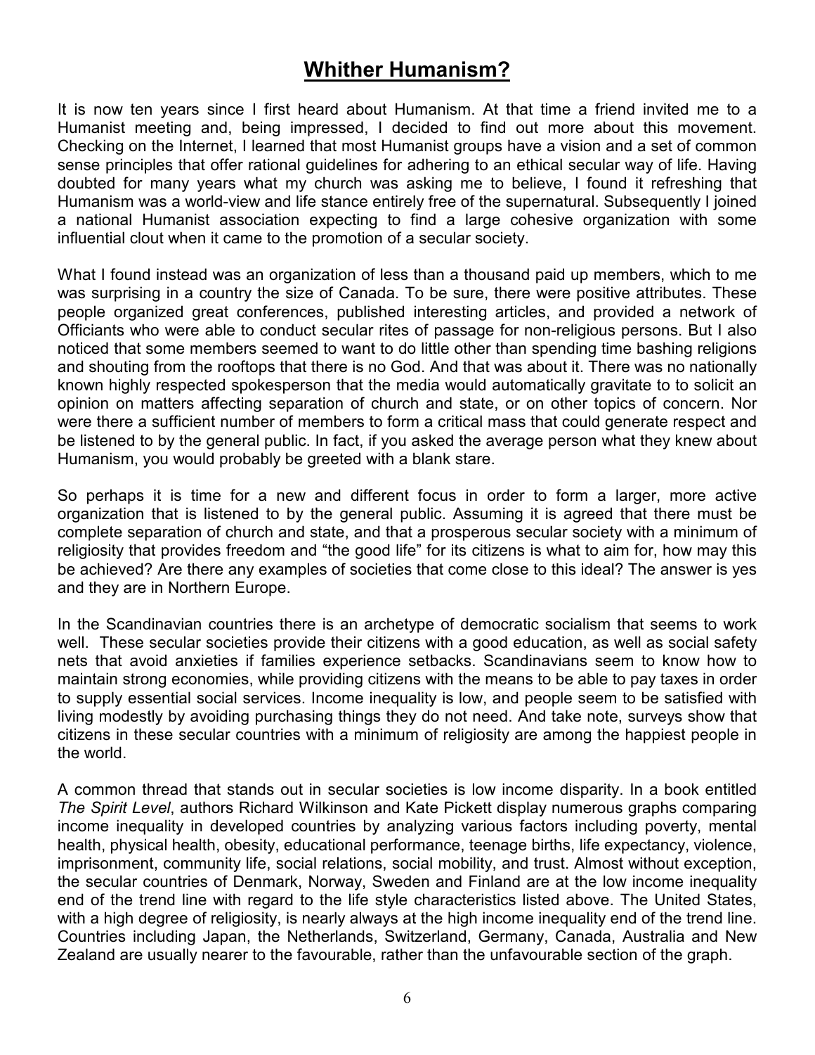# Whither Humanism?

It is now ten years since I first heard about Humanism. At that time a friend invited me to a Humanist meeting and, being impressed, I decided to find out more about this movement. Checking on the Internet, I learned that most Humanist groups have a vision and a set of common sense principles that offer rational guidelines for adhering to an ethical secular way of life. Having doubted for many years what my church was asking me to believe, I found it refreshing that Humanism was a world-view and life stance entirely free of the supernatural. Subsequently I joined a national Humanist association expecting to find a large cohesive organization with some influential clout when it came to the promotion of a secular society.

What I found instead was an organization of less than a thousand paid up members, which to me was surprising in a country the size of Canada. To be sure, there were positive attributes. These people organized great conferences, published interesting articles, and provided a network of Officiants who were able to conduct secular rites of passage for non-religious persons. But I also noticed that some members seemed to want to do little other than spending time bashing religions and shouting from the rooftops that there is no God. And that was about it. There was no nationally known highly respected spokesperson that the media would automatically gravitate to to solicit an opinion on matters affecting separation of church and state, or on other topics of concern. Nor were there a sufficient number of members to form a critical mass that could generate respect and be listened to by the general public. In fact, if you asked the average person what they knew about Humanism, you would probably be greeted with a blank stare.

So perhaps it is time for a new and different focus in order to form a larger, more active organization that is listened to by the general public. Assuming it is agreed that there must be complete separation of church and state, and that a prosperous secular society with a minimum of religiosity that provides freedom and "the good life" for its citizens is what to aim for, how may this be achieved? Are there any examples of societies that come close to this ideal? The answer is yes and they are in Northern Europe.

In the Scandinavian countries there is an archetype of democratic socialism that seems to work well. These secular societies provide their citizens with a good education, as well as social safety nets that avoid anxieties if families experience setbacks. Scandinavians seem to know how to maintain strong economies, while providing citizens with the means to be able to pay taxes in order to supply essential social services. Income inequality is low, and people seem to be satisfied with living modestly by avoiding purchasing things they do not need. And take note, surveys show that citizens in these secular countries with a minimum of religiosity are among the happiest people in the world.

A common thread that stands out in secular societies is low income disparity. In a book entitled *The Spirit Level*, authors Richard Wilkinson and Kate Pickett display numerous graphs comparing income inequality in developed countries by analyzing various factors including poverty, mental health, physical health, obesity, educational performance, teenage births, life expectancy, violence, imprisonment, community life, social relations, social mobility, and trust. Almost without exception, the secular countries of Denmark, Norway, Sweden and Finland are at the low income inequality end of the trend line with regard to the life style characteristics listed above. The United States, with a high degree of religiosity, is nearly always at the high income inequality end of the trend line. Countries including Japan, the Netherlands, Switzerland, Germany, Canada, Australia and New Zealand are usually nearer to the favourable, rather than the unfavourable section of the graph.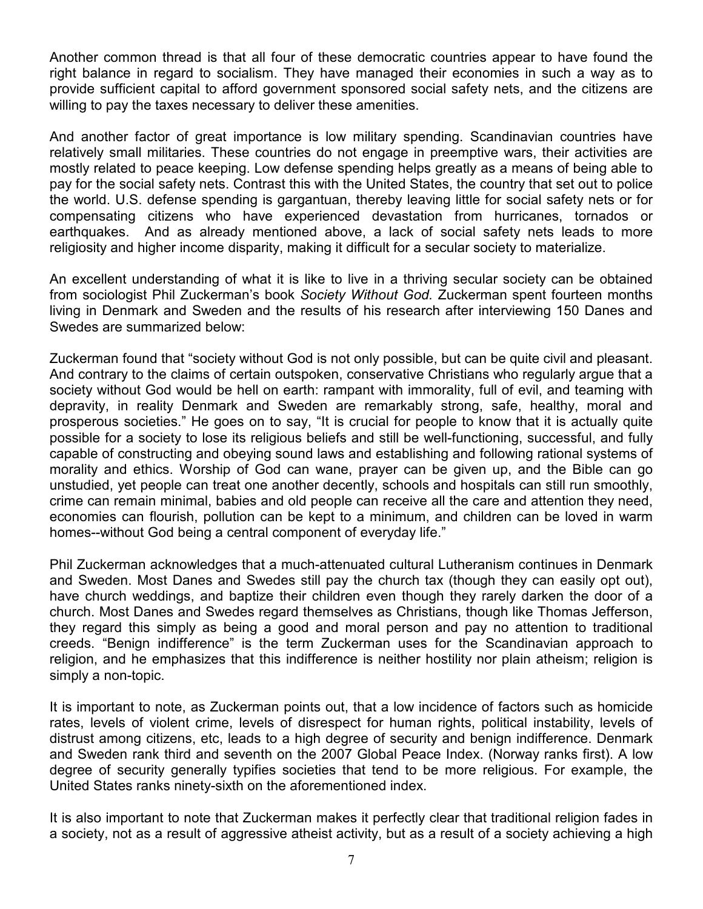Another common thread is that all four of these democratic countries appear to have found the right balance in regard to socialism. They have managed their economies in such a way as to provide sufficient capital to afford government sponsored social safety nets, and the citizens are willing to pay the taxes necessary to deliver these amenities.

And another factor of great importance is low military spending. Scandinavian countries have relatively small militaries. These countries do not engage in preemptive wars, their activities are mostly related to peace keeping. Low defense spending helps greatly as a means of being able to pay for the social safety nets. Contrast this with the United States, the country that set out to police the world. U.S. defense spending is gargantuan, thereby leaving little for social safety nets or for compensating citizens who have experienced devastation from hurricanes, tornados or earthquakes. And as already mentioned above, a lack of social safety nets leads to more religiosity and higher income disparity, making it difficult for a secular society to materialize.

An excellent understanding of what it is like to live in a thriving secular society can be obtained from sociologist Phil Zuckerman's book *Society Without God.* Zuckerman spent fourteen months living in Denmark and Sweden and the results of his research after interviewing 150 Danes and Swedes are summarized below:

Zuckerman found that "society without God is not only possible, but can be quite civil and pleasant. And contrary to the claims of certain outspoken, conservative Christians who regularly argue that a society without God would be hell on earth: rampant with immorality, full of evil, and teaming with depravity, in reality Denmark and Sweden are remarkably strong, safe, healthy, moral and prosperous societies." He goes on to say, "It is crucial for people to know that it is actually quite possible for a society to lose its religious beliefs and still be well-functioning, successful, and fully capable of constructing and obeying sound laws and establishing and following rational systems of morality and ethics. Worship of God can wane, prayer can be given up, and the Bible can go unstudied, yet people can treat one another decently, schools and hospitals can still run smoothly, crime can remain minimal, babies and old people can receive all the care and attention they need, economies can flourish, pollution can be kept to a minimum, and children can be loved in warm homes--without God being a central component of everyday life."

Phil Zuckerman acknowledges that a much-attenuated cultural Lutheranism continues in Denmark and Sweden. Most Danes and Swedes still pay the church tax (though they can easily opt out), have church weddings, and baptize their children even though they rarely darken the door of a church. Most Danes and Swedes regard themselves as Christians, though like Thomas Jefferson, they regard this simply as being a good and moral person and pay no attention to traditional creeds. "Benign indifference" is the term Zuckerman uses for the Scandinavian approach to religion, and he emphasizes that this indifference is neither hostility nor plain atheism; religion is simply a non-topic.

It is important to note, as Zuckerman points out, that a low incidence of factors such as homicide rates, levels of violent crime, levels of disrespect for human rights, political instability, levels of distrust among citizens, etc, leads to a high degree of security and benign indifference. Denmark and Sweden rank third and seventh on the 2007 Global Peace Index. (Norway ranks first). A low degree of security generally typifies societies that tend to be more religious. For example, the United States ranks ninety-sixth on the aforementioned index.

It is also important to note that Zuckerman makes it perfectly clear that traditional religion fades in a society, not as a result of aggressive atheist activity, but as a result of a society achieving a high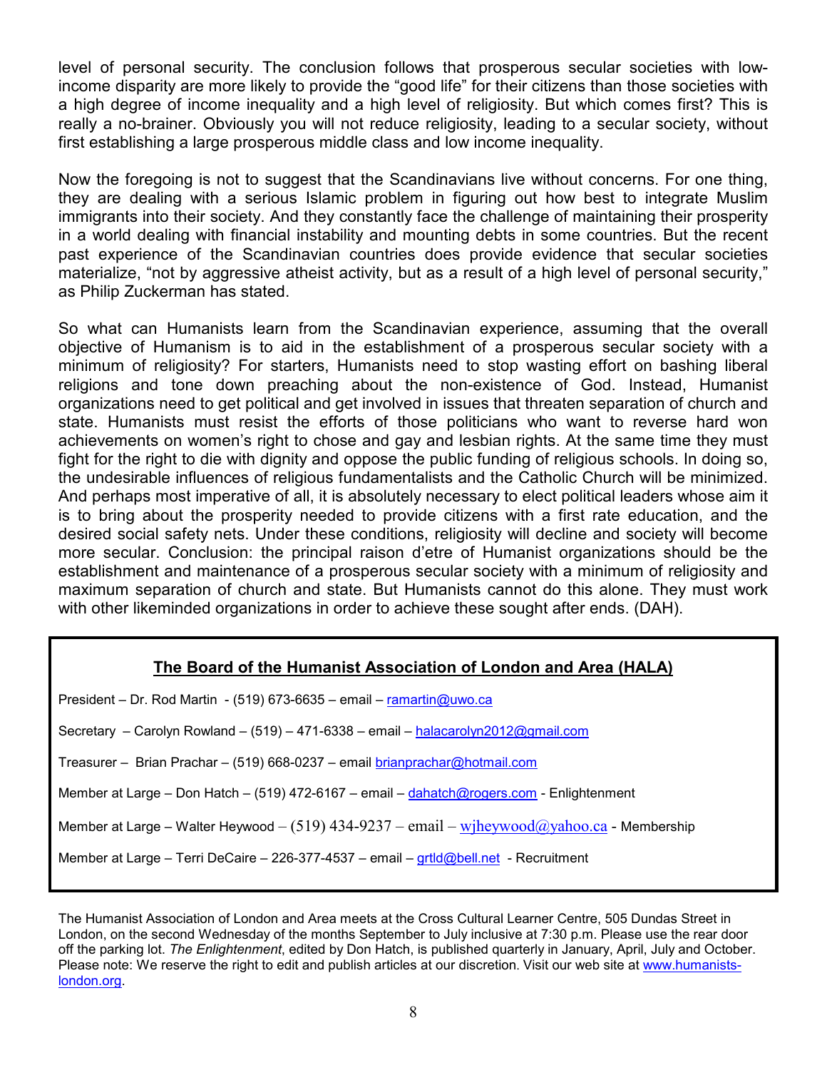level of personal security. The conclusion follows that prosperous secular societies with low-income disparity are more likely to provide the "good life" for their citizens than those societies with a high degree of income inequality and a high level of religiosity. But which comes first? This is really a no-brainer. Obviously you will not reduce religiosity, leading to a secular society, without first establishing a large prosperous middle class and low income inequality.

Now the foregoing is not to suggest that the Scandinavians live without concerns. For one thing, they are dealing with a serious Islamic problem in figuring out how best to integrate Muslim immigrants into their society. And they constantly face the challenge of maintaining their prosperity in a world dealing with financial instability and mounting debts in some countries. But the recent past experience of the Scandinavian countries does provide evidence that secular societies materialize, "not by aggressive atheist activity, but as a result of a high level of personal security," as Philip Zuckerman has stated.

So what can Humanists learn from the Scandinavian experience, assuming that the overall objective of Humanism is to aid in the establishment of a prosperous secular society with a minimum of religiosity? For starters, Humanists need to stop wasting effort on bashing liberal religions and tone down preaching about the non-existence of God. Instead, Humanist organizations need to get political and get involved in issues that threaten separation of church and state. Humanists must resist the efforts of those politicians who want to reverse hard won achievements on women's right to chose and gay and lesbian rights. At the same time they must fight for the right to die with dignity and oppose the public funding of religious schools. In doing so, the undesirable influences of religious fundamentalists and the Catholic Church will be minimized. And perhaps most imperative of all, it is absolutely necessary to elect political leaders whose aim it is to bring about the prosperity needed to provide citizens with a first rate education, and the desired social safety nets. Under these conditions, religiosity will decline and society will become more secular. Conclusion: the principal raison d'etre of Humanist organizations should be the establishment and maintenance of a prosperous secular society with a minimum of religiosity and maximum separation of church and state. But Humanists cannot do this alone. They must work with other likeminded organizations in order to achieve these sought after ends. (DAH).

## The Board of the Humanist Association of London and Area (HALA)

President – Dr. Rod Martin - (519) 673-6635 – email – ramartin@uwo.ca

Secretary – Carolyn Rowland – (519) – 471-6338 – email – halacarolyn2012@gmail.com

Treasurer – Brian Prachar – (519) 668-0237 – email brianprachar@hotmail.com

Member at Large – Don Hatch – (519) 472-6167 – email – dahatch@rogers.com - Enlightenment

Member at Large – Walter Heywood – (519) 434-9237 – email – wjheywood@yahoo.ca - Membership

Member at Large – Terri DeCaire – 226-377-4537 – email – grtld@bell.net - Recruitment

The Humanist Association of London and Area meets at the Cross Cultural Learner Centre, 505 Dundas Street in London, on the second Wednesday of the months September to July inclusive at 7:30 p.m. Please use the rear door off the parking lot. *The Enlightenment*, edited by Don Hatch, is published quarterly in January, April, July and October. Please note: We reserve the right to edit and publish articles at our discretion. Visit our web site at www.humanists-london.org.